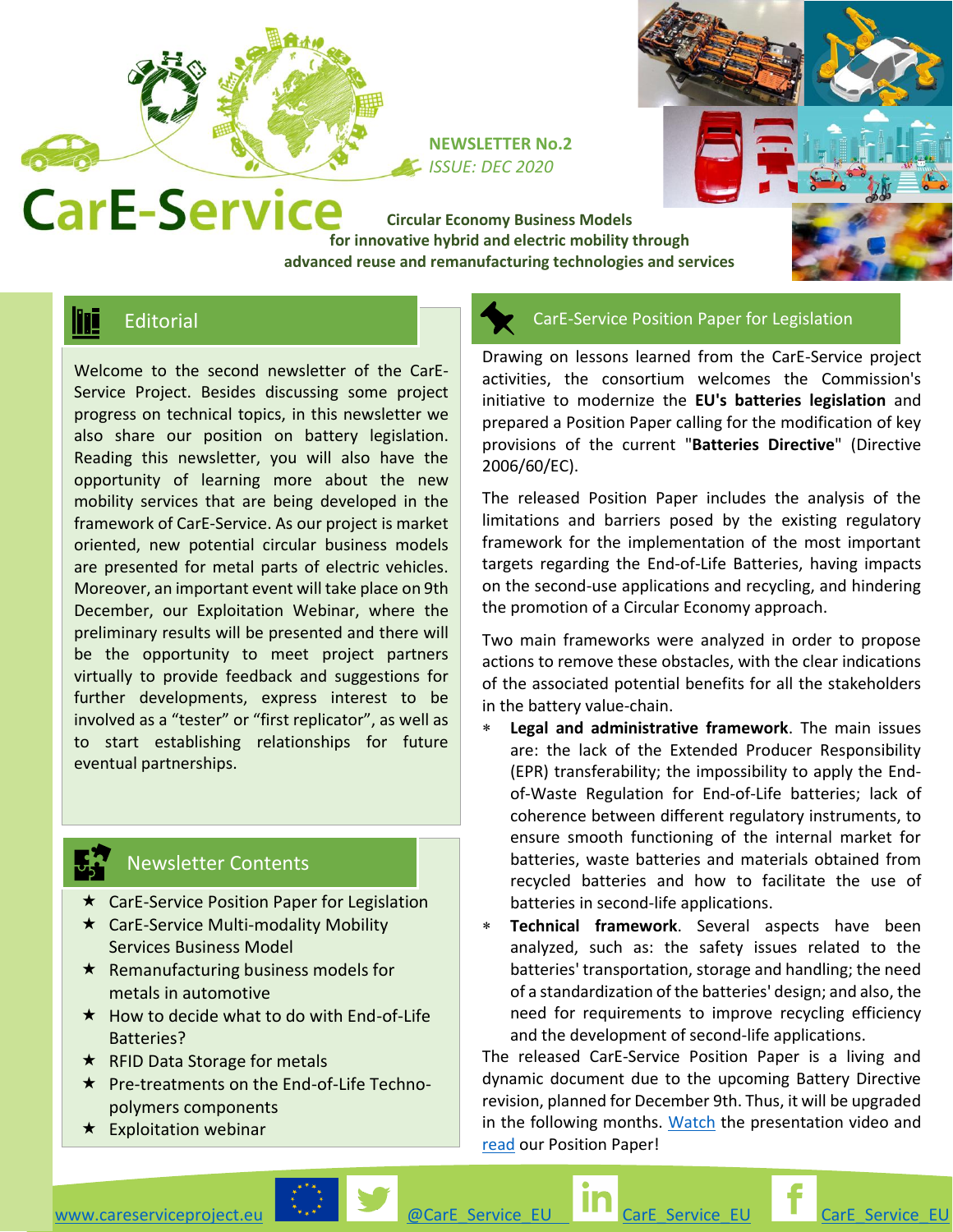# CarE-Service

**NEWSLETTER No.2**
*ISSUE: DEC 2020*

**Circular Economy Business Models for innovative hybrid and electric mobility through advanced reuse and remanufacturing technologies and services**

## Editorial

Welcome to the second newsletter of the CarE-Service Project. Besides discussing some project progress on technical topics, in this newsletter we also share our position on battery legislation. Reading this newsletter, you will also have the opportunity of learning more about the new mobility services that are being developed in the framework of CarE-Service. As our project is market oriented, new potential circular business models are presented for metal parts of electric vehicles. Moreover, an important event will take place on 9th December, our Exploitation Webinar, where the preliminary results will be presented and there will be the opportunity to meet project partners virtually to provide feedback and suggestions for further developments, express interest to be involved as a "tester" or "first replicator", as well as to start establishing relationships for future eventual partnerships.

## Newsletter Contents

- ★ CarE-Service Position Paper for Legislation
- ★ CarE-Service Multi-modality Mobility Services Business Model
- ★ Remanufacturing business models for metals in automotive
- ★ How to decide what to do with End-of-Life Batteries?
- ★ RFID Data Storage for metals
- ★ Pre-treatments on the End-of-Life Techno-polymers components
- ★ Exploitation webinar

## CarE-Service Position Paper for Legislation

Drawing on lessons learned from the CarE-Service project activities, the consortium welcomes the Commission's initiative to modernize the **EU's batteries legislation** and prepared a Position Paper calling for the modification of key provisions of the current "**Batteries Directive**" (Directive 2006/60/EC).

The released Position Paper includes the analysis of the limitations and barriers posed by the existing regulatory framework for the implementation of the most important targets regarding the End-of-Life Batteries, having impacts on the second-use applications and recycling, and hindering the promotion of a Circular Economy approach.

Two main frameworks were analyzed in order to propose actions to remove these obstacles, with the clear indications of the associated potential benefits for all the stakeholders in the battery value-chain.

- **Legal and administrative framework**. The main issues are: the lack of the Extended Producer Responsibility (EPR) transferability; the impossibility to apply the End-of-Waste Regulation for End-of-Life batteries; lack of coherence between different regulatory instruments, to ensure smooth functioning of the internal market for batteries, waste batteries and materials obtained from recycled batteries and how to facilitate the use of batteries in second-life applications.
- **Technical framework**. Several aspects have been analyzed, such as: the safety issues related to the batteries' transportation, storage and handling; the need of a standardization of the batteries' design; and also, the need for requirements to improve recycling efficiency and the development of second-life applications.

The released CarE-Service Position Paper is a living and dynamic document due to the upcoming Battery Directive revision, planned for December 9th. Thus, it will be upgraded in the following months. Watch the presentation video and read our Position Paper!

www.careserviceproject.eu | @CarE_Service_EU | CarE_Service_EU | CarE_Service_EU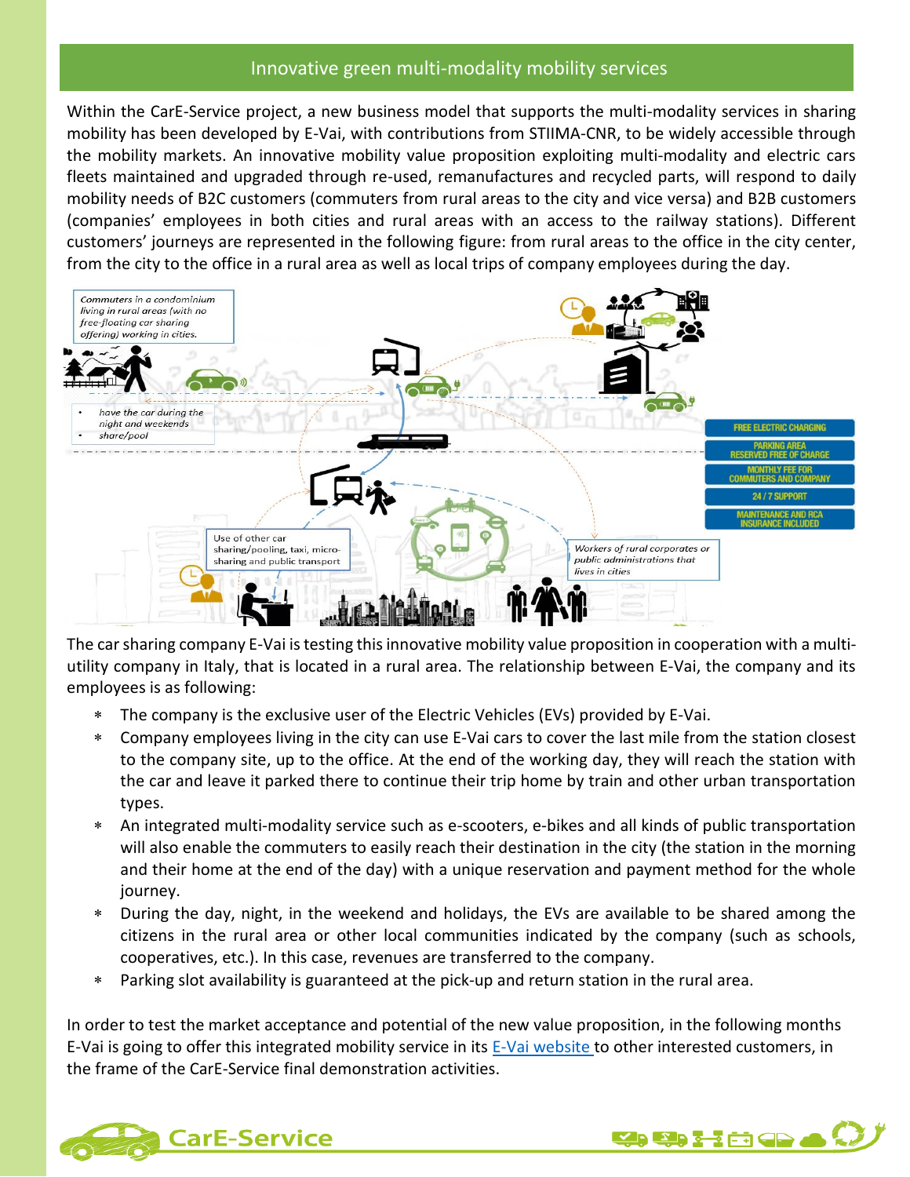## Innovative green multi-modality mobility services

Within the CarE-Service project, a new business model that supports the multi-modality services in sharing mobility has been developed by E-Vai, with contributions from STIIMA-CNR, to be widely accessible through the mobility markets. An innovative mobility value proposition exploiting multi-modality and electric cars fleets maintained and upgraded through re-used, remanufactures and recycled parts, will respond to daily mobility needs of B2C customers (commuters from rural areas to the city and vice versa) and B2B customers (companies' employees in both cities and rural areas with an access to the railway stations). Different customers' journeys are represented in the following figure: from rural areas to the office in the city center, from the city to the office in a rural area as well as local trips of company employees during the day.

*Commuters in a condominium living in rural areas (with no free-floating car sharing offering) working in cities.*

- *have the car during the night and weekends*
- *share/pool*

Use of other car sharing/pooling, taxi, micro-sharing and public transport

*Workers of rural corporates or public administrations that lives in cities*

FREE ELECTRIC CHARGING

PARKING AREA RESERVED FREE OF CHARGE

MONTHLY FEE FOR COMMUTERS AND COMPANY

24 / 7 SUPPORT

MAINTENANCE AND RCA INSURANCE INCLUDED

The car sharing company E-Vai is testing this innovative mobility value proposition in cooperation with a multi-utility company in Italy, that is located in a rural area. The relationship between E-Vai, the company and its employees is as following:

- The company is the exclusive user of the Electric Vehicles (EVs) provided by E-Vai.
- Company employees living in the city can use E-Vai cars to cover the last mile from the station closest to the company site, up to the office. At the end of the working day, they will reach the station with the car and leave it parked there to continue their trip home by train and other urban transportation types.
- An integrated multi-modality service such as e-scooters, e-bikes and all kinds of public transportation will also enable the commuters to easily reach their destination in the city (the station in the morning and their home at the end of the day) with a unique reservation and payment method for the whole journey.
- During the day, night, in the weekend and holidays, the EVs are available to be shared among the citizens in the rural area or other local communities indicated by the company (such as schools, cooperatives, etc.). In this case, revenues are transferred to the company.
- Parking slot availability is guaranteed at the pick-up and return station in the rural area.

In order to test the market acceptance and potential of the new value proposition, in the following months E-Vai is going to offer this integrated mobility service in its [E-Vai website](#) to other interested customers, in the frame of the CarE-Service final demonstration activities.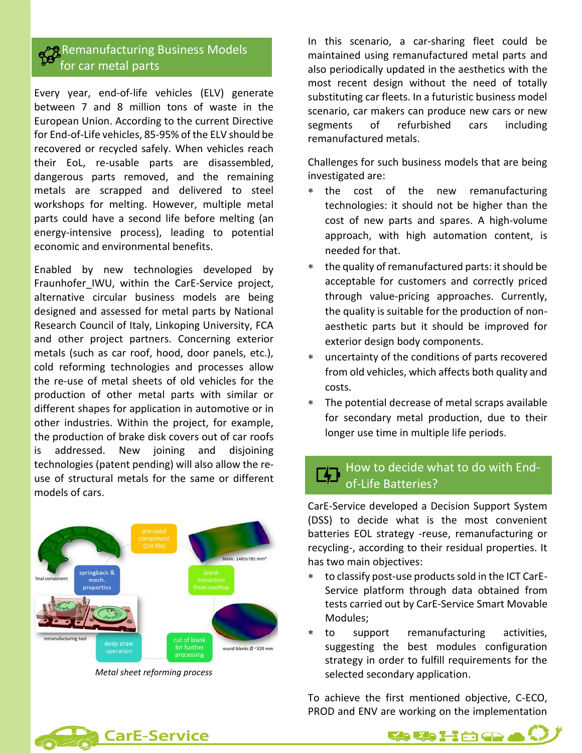## Remanufacturing Business Models for car metal parts

Every year, end-of-life vehicles (ELV) generate between 7 and 8 million tons of waste in the European Union. According to the current Directive for End-of-Life vehicles, 85-95% of the ELV should be recovered or recycled safely. When vehicles reach their EoL, re-usable parts are disassembled, dangerous parts removed, and the remaining metals are scrapped and delivered to steel workshops for melting. However, multiple metal parts could have a second life before melting (an energy-intensive process), leading to potential economic and environmental benefits.

Enabled by new technologies developed by Fraunhofer_IWU, within the CarE-Service project, alternative circular business models are being designed and assessed for metal parts by National Research Council of Italy, Linkoping University, FCA and other project partners. Concerning exterior metals (such as car roof, hood, door panels, etc.), cold reforming technologies and processes allow the re-use of metal sheets of old vehicles for the production of other metal parts with similar or different shapes for application in automotive or in other industries. Within the project, for example, the production of brake disk covers out of car roofs is addressed. New joining and disjoining technologies (patent pending) will also allow the re-use of structural metals for the same or different models of cars.

*Metal sheet reforming process*

In this scenario, a car-sharing fleet could be maintained using remanufactured metal parts and also periodically updated in the aesthetics with the most recent design without the need of totally substituting car fleets. In a futuristic business model scenario, car makers can produce new cars or new segments of refurbished cars including remanufactured metals.

Challenges for such business models that are being investigated are:

* the cost of the new remanufacturing technologies: it should not be higher than the cost of new parts and spares. A high-volume approach, with high automation content, is needed for that.
* the quality of remanufactured parts: it should be acceptable for customers and correctly priced through value-pricing approaches. Currently, the quality is suitable for the production of non-aesthetic parts but it should be improved for exterior design body components.
* uncertainty of the conditions of parts recovered from old vehicles, which affects both quality and costs.
* The potential decrease of metal scraps available for secondary metal production, due to their longer use time in multiple life periods.

## How to decide what to do with End-of-Life Batteries?

CarE-Service developed a Decision Support System (DSS) to decide what is the most convenient batteries EOL strategy -reuse, remanufacturing or recycling-, according to their residual properties. It has two main objectives:

* to classify post-use products sold in the ICT CarE-Service platform through data obtained from tests carried out by CarE-Service Smart Movable Modules;
* to support remanufacturing activities, suggesting the best modules configuration strategy in order to fulfill requirements for the selected secondary application.

To achieve the first mentioned objective, C-ECO, PROD and ENV are working on the implementation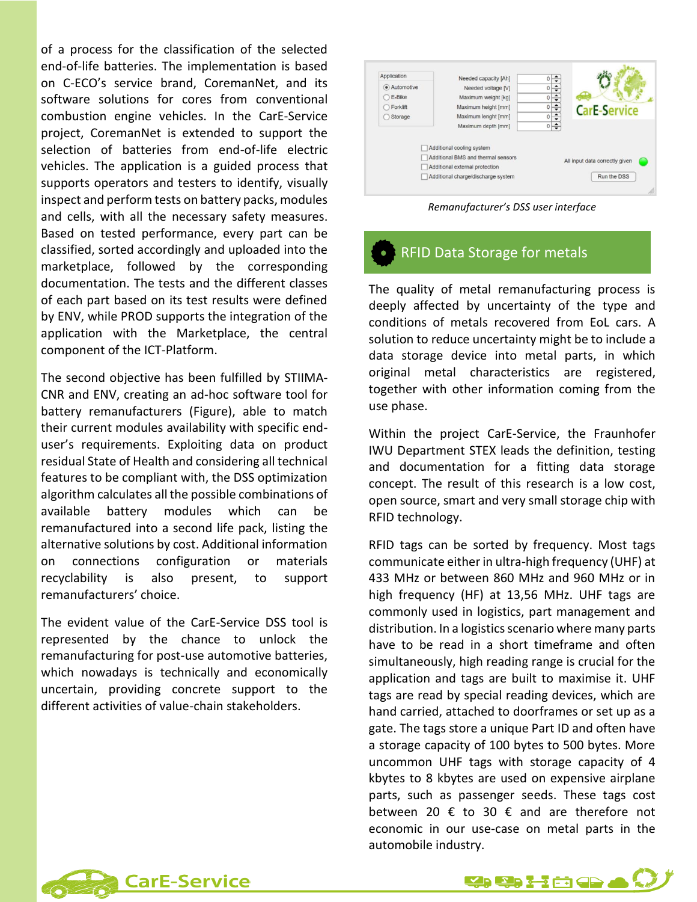of a process for the classification of the selected end-of-life batteries. The implementation is based on C-ECO's service brand, CoremanNet, and its software solutions for cores from conventional combustion engine vehicles. In the CarE-Service project, CoremanNet is extended to support the selection of batteries from end-of-life electric vehicles. The application is a guided process that supports operators and testers to identify, visually inspect and perform tests on battery packs, modules and cells, with all the necessary safety measures. Based on tested performance, every part can be classified, sorted accordingly and uploaded into the marketplace, followed by the corresponding documentation. The tests and the different classes of each part based on its test results were defined by ENV, while PROD supports the integration of the application with the Marketplace, the central component of the ICT-Platform.

The second objective has been fulfilled by STIIMA-CNR and ENV, creating an ad-hoc software tool for battery remanufacturers (Figure), able to match their current modules availability with specific end-user's requirements. Exploiting data on product residual State of Health and considering all technical features to be compliant with, the DSS optimization algorithm calculates all the possible combinations of available battery modules which can be remanufactured into a second life pack, listing the alternative solutions by cost. Additional information on connections configuration or materials recyclability is also present, to support remanufacturers' choice.

The evident value of the CarE-Service DSS tool is represented by the chance to unlock the remanufacturing for post-use automotive batteries, which nowadays is technically and economically uncertain, providing concrete support to the different activities of value-chain stakeholders.

*Remanufacturer's DSS user interface*

## RFID Data Storage for metals

The quality of metal remanufacturing process is deeply affected by uncertainty of the type and conditions of metals recovered from EoL cars. A solution to reduce uncertainty might be to include a data storage device into metal parts, in which original metal characteristics are registered, together with other information coming from the use phase.

Within the project CarE-Service, the Fraunhofer IWU Department STEX leads the definition, testing and documentation for a fitting data storage concept. The result of this research is a low cost, open source, smart and very small storage chip with RFID technology.

RFID tags can be sorted by frequency. Most tags communicate either in ultra-high frequency (UHF) at 433 MHz or between 860 MHz and 960 MHz or in high frequency (HF) at 13,56 MHz. UHF tags are commonly used in logistics, part management and distribution. In a logistics scenario where many parts have to be read in a short timeframe and often simultaneously, high reading range is crucial for the application and tags are built to maximise it. UHF tags are read by special reading devices, which are hand carried, attached to doorframes or set up as a gate. The tags store a unique Part ID and often have a storage capacity of 100 bytes to 500 bytes. More uncommon UHF tags with storage capacity of 4 kbytes to 8 kbytes are used on expensive airplane parts, such as passenger seeds. These tags cost between 20 € to 30 € and are therefore not economic in our use-case on metal parts in the automobile industry.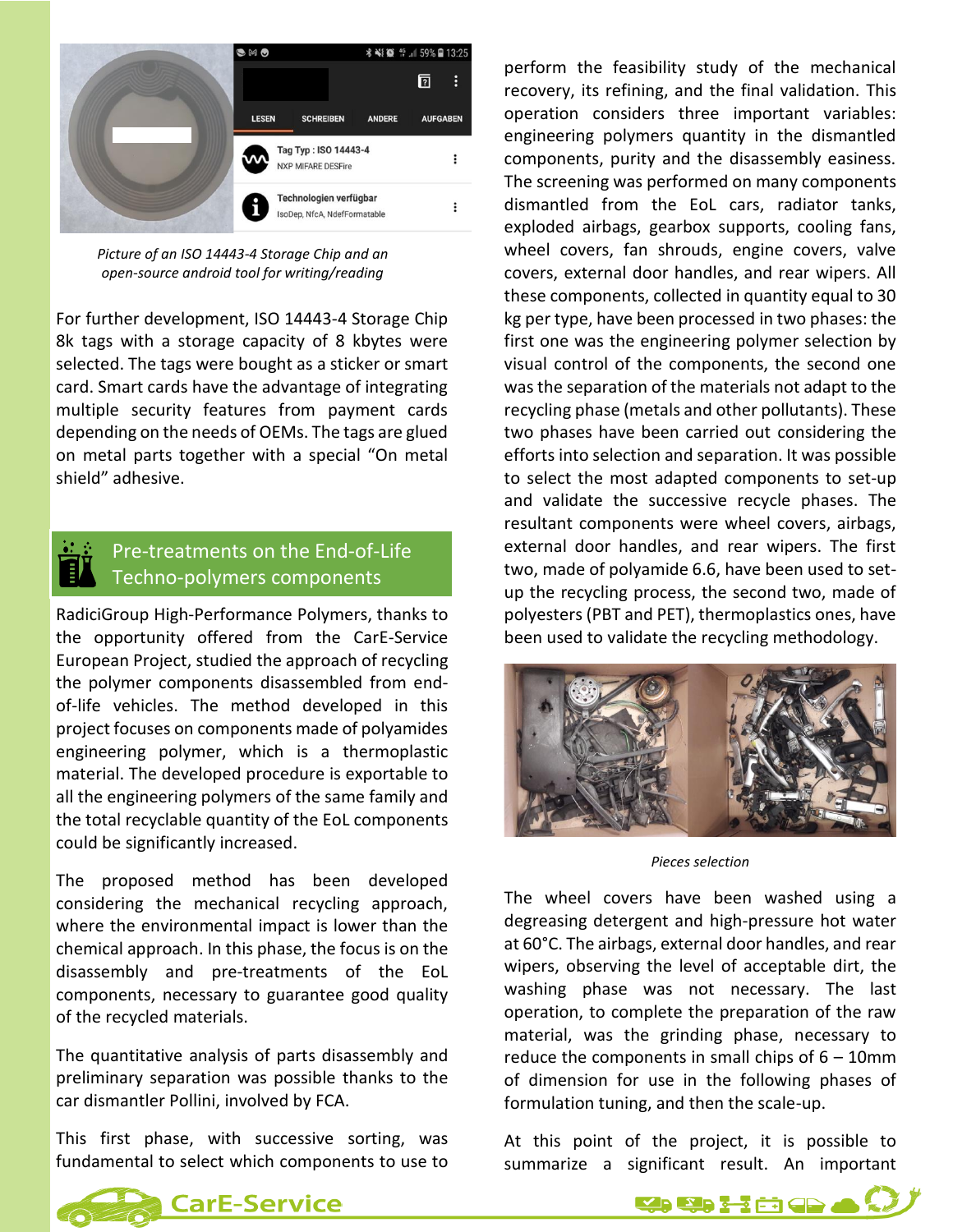*Picture of an ISO 14443-4 Storage Chip and an open-source android tool for writing/reading*

For further development, ISO 14443-4 Storage Chip 8k tags with a storage capacity of 8 kbytes were selected. The tags were bought as a sticker or smart card. Smart cards have the advantage of integrating multiple security features from payment cards depending on the needs of OEMs. The tags are glued on metal parts together with a special “On metal shield” adhesive.

## Pre-treatments on the End-of-Life Techno-polymers components

RadiciGroup High-Performance Polymers, thanks to the opportunity offered from the CarE-Service European Project, studied the approach of recycling the polymer components disassembled from end-of-life vehicles. The method developed in this project focuses on components made of polyamides engineering polymer, which is a thermoplastic material. The developed procedure is exportable to all the engineering polymers of the same family and the total recyclable quantity of the EoL components could be significantly increased.

The proposed method has been developed considering the mechanical recycling approach, where the environmental impact is lower than the chemical approach. In this phase, the focus is on the disassembly and pre-treatments of the EoL components, necessary to guarantee good quality of the recycled materials.

The quantitative analysis of parts disassembly and preliminary separation was possible thanks to the car dismantler Pollini, involved by FCA.

This first phase, with successive sorting, was fundamental to select which components to use to perform the feasibility study of the mechanical recovery, its refining, and the final validation. This operation considers three important variables: engineering polymers quantity in the dismantled components, purity and the disassembly easiness. The screening was performed on many components dismantled from the EoL cars, radiator tanks, exploded airbags, gearbox supports, cooling fans, wheel covers, fan shrouds, engine covers, valve covers, external door handles, and rear wipers. All these components, collected in quantity equal to 30 kg per type, have been processed in two phases: the first one was the engineering polymer selection by visual control of the components, the second one was the separation of the materials not adapt to the recycling phase (metals and other pollutants). These two phases have been carried out considering the efforts into selection and separation. It was possible to select the most adapted components to set-up and validate the successive recycle phases. The resultant components were wheel covers, airbags, external door handles, and rear wipers. The first two, made of polyamide 6.6, have been used to set-up the recycling process, the second two, made of polyesters (PBT and PET), thermoplastics ones, have been used to validate the recycling methodology.

*Pieces selection*

The wheel covers have been washed using a degreasing detergent and high-pressure hot water at 60°C. The airbags, external door handles, and rear wipers, observing the level of acceptable dirt, the washing phase was not necessary. The last operation, to complete the preparation of the raw material, was the grinding phase, necessary to reduce the components in small chips of 6 – 10mm of dimension for use in the following phases of formulation tuning, and then the scale-up.

At this point of the project, it is possible to summarize a significant result. An important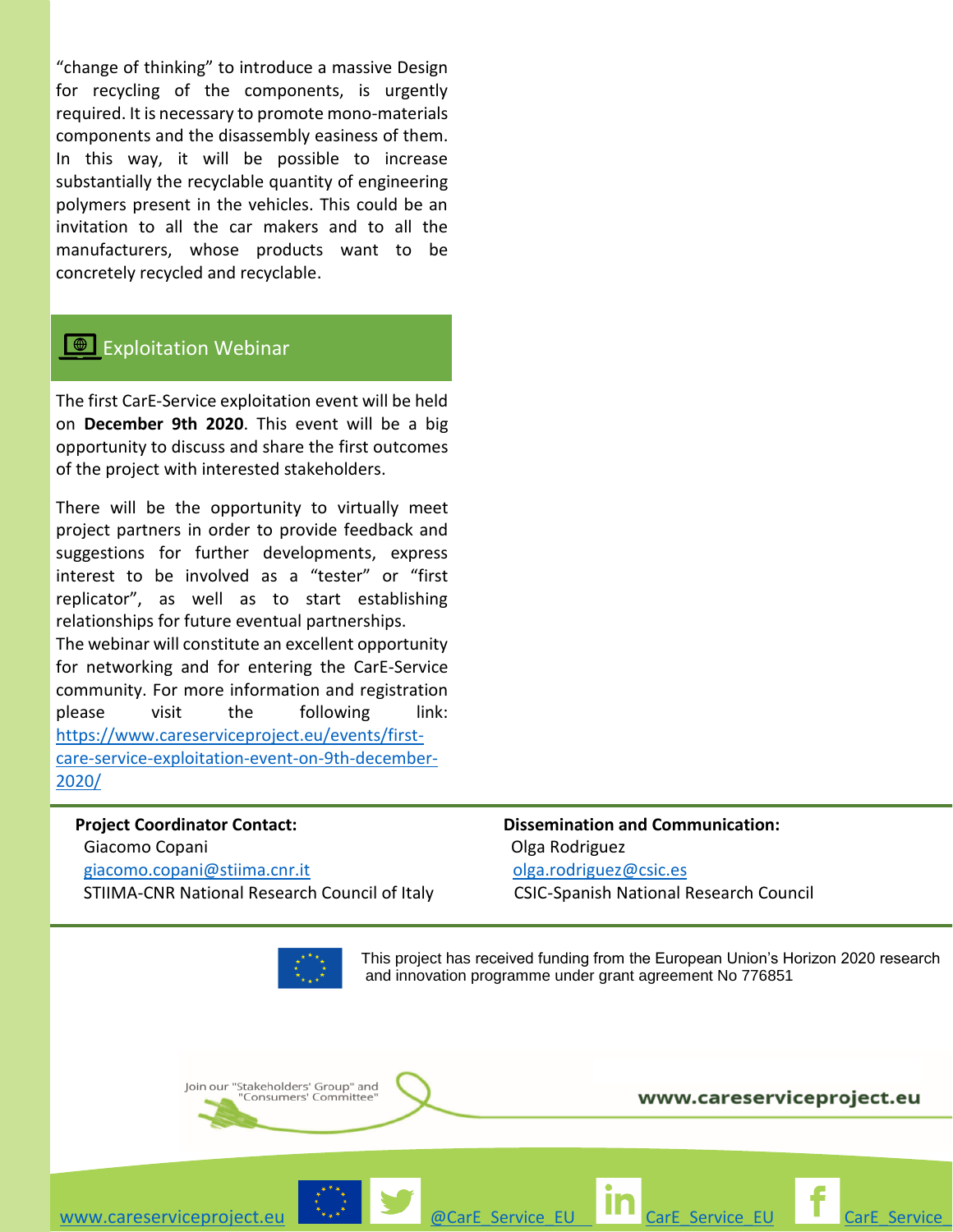"change of thinking" to introduce a massive Design for recycling of the components, is urgently required. It is necessary to promote mono-materials components and the disassembly easiness of them. In this way, it will be possible to increase substantially the recyclable quantity of engineering polymers present in the vehicles. This could be an invitation to all the car makers and to all the manufacturers, whose products want to be concretely recycled and recyclable.

## Exploitation Webinar

The first CarE-Service exploitation event will be held on **December 9th 2020**. This event will be a big opportunity to discuss and share the first outcomes of the project with interested stakeholders.

There will be the opportunity to virtually meet project partners in order to provide feedback and suggestions for further developments, express interest to be involved as a "tester" or "first replicator", as well as to start establishing relationships for future eventual partnerships.
The webinar will constitute an excellent opportunity for networking and for entering the CarE-Service community. For more information and registration please visit the following link: https://www.careserviceproject.eu/events/first-care-service-exploitation-event-on-9th-december-2020/

**Project Coordinator Contact:**
Giacomo Copani
giacomo.copani@stiima.cnr.it
STIIMA-CNR National Research Council of Italy

**Dissemination and Communication:**
Olga Rodriguez
olga.rodriguez@csic.es
CSIC-Spanish National Research Council

This project has received funding from the European Union's Horizon 2020 research and innovation programme under grant agreement No 776851

Join our "Stakeholders' Group" and "Consumers' Committee"

www.careserviceproject.eu

www.careserviceproject.eu @CarE_Service_EU CarE_Service_EU CarE_Service_